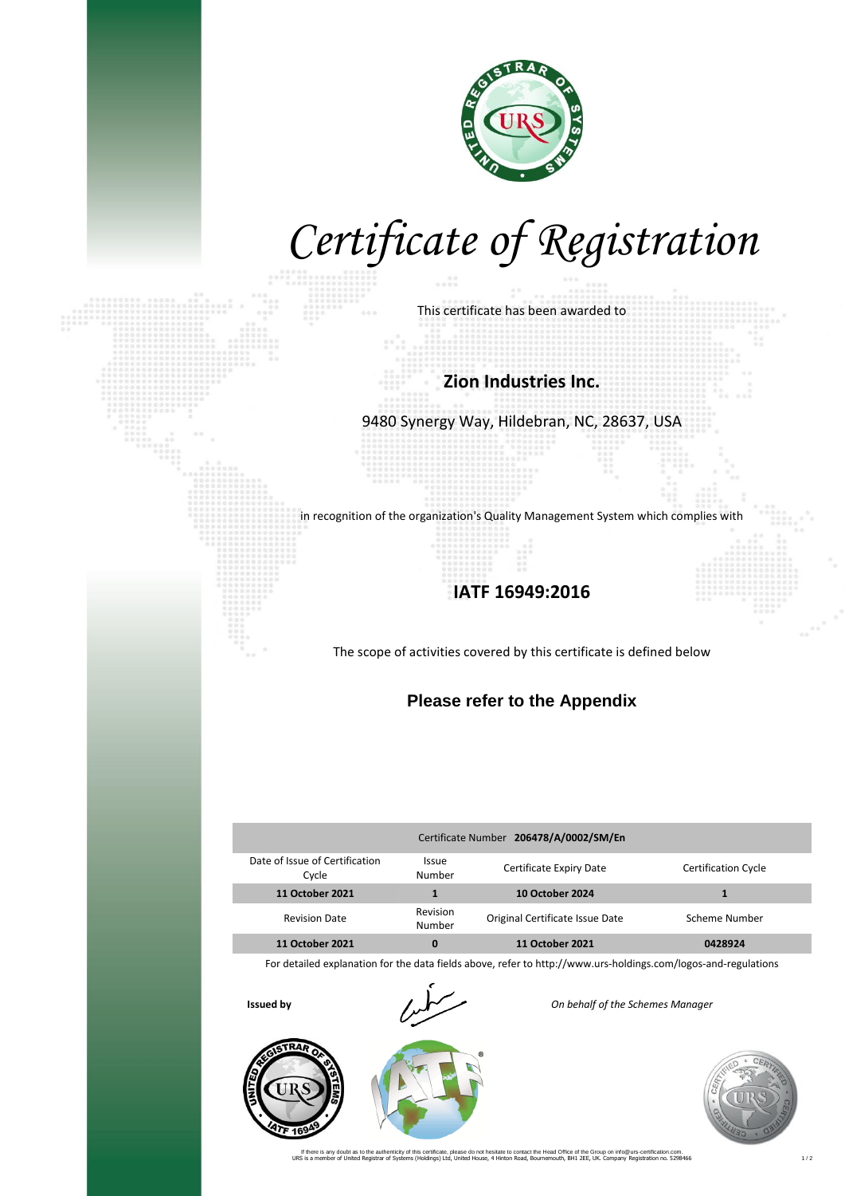# Certificate of Registration

This certificate has been awarded to

## Zion Industries Inc.

9480 Synergy Way, Hildebran, NC, 28637, USA

in recognition of the organization's Quality Management System which complies with

## IATF 16949:2016

The scope of activities covered by this certificate is defined below

**Please refer to the Appendix**

| Certificate Number **206478/A/0002/SM/En** | | | |
|---|---|---|---|
| Date of Issue of Certification Cycle | Issue Number | Certificate Expiry Date | Certification Cycle |
| **11 October 2021** | **1** | **10 October 2024** | **1** |
| Revision Date | Revision Number | Original Certificate Issue Date | Scheme Number |
| **11 October 2021** | **0** | **11 October 2021** | **0428924** |

For detailed explanation for the data fields above, refer to http://www.urs-holdings.com/logos-and-regulations

**Issued by**

*On behalf of the Schemes Manager*

If there is any doubt as to the authenticity of this certificate, please do not hesitate to contact the Head Office of the Group on info@urs-certification.com.
URS is a member of United Registrar of Systems (Holdings) Ltd, United House, 4 Hinton Road, Bournemouth, BH1 2EE, UK. Company Registration no. 5298466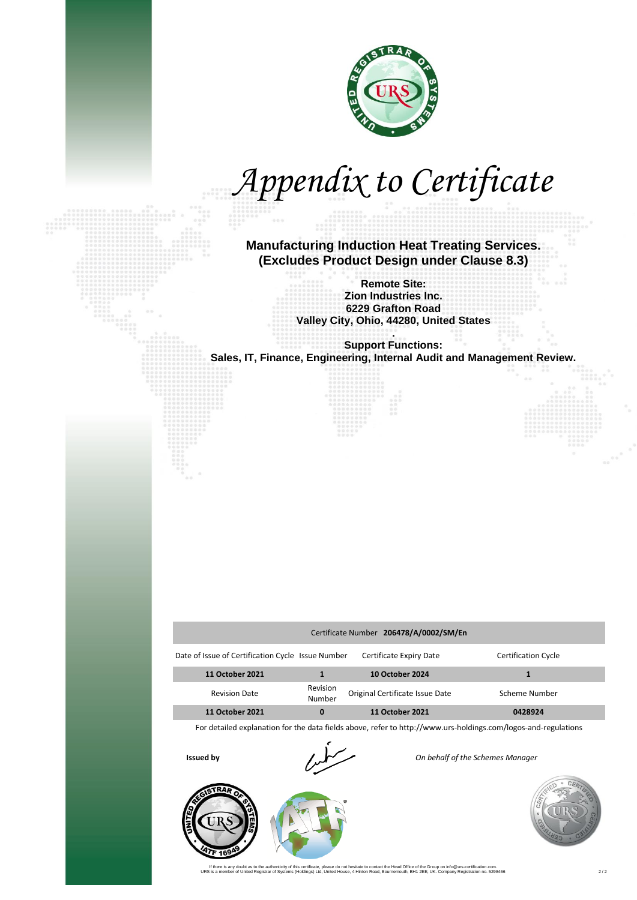# Appendix to Certificate

**Manufacturing Induction Heat Treating Services.**
**(Excludes Product Design under Clause 8.3)**

**Remote Site:**
**Zion Industries Inc.**
**6229 Grafton Road**
**Valley City, Ohio, 44280, United States**

**Support Functions:**
**Sales, IT, Finance, Engineering, Internal Audit and Management Review.**

| Certificate Number **206478/A/0002/SM/En** | | | |
|---|---|---|---|
| Date of Issue of Certification Cycle | Issue Number | Certificate Expiry Date | Certification Cycle |
| **11 October 2021** | **1** | **10 October 2024** | **1** |
| Revision Date | Revision Number | Original Certificate Issue Date | Scheme Number |
| **11 October 2021** | **0** | **11 October 2021** | **0428924** |

For detailed explanation for the data fields above, refer to http://www.urs-holdings.com/logos-and-regulations

**Issued by** *On behalf of the Schemes Manager*

If there is any doubt as to the authenticity of this certificate, please do not hesitate to contact the Head Office of the Group on info@urs-certification.com.
URS is a member of United Registrar of Systems (Holdings) Ltd, United House, 4 Hinton Road, Bournemouth, BH1 2EE, UK. Company Registration no. 5298466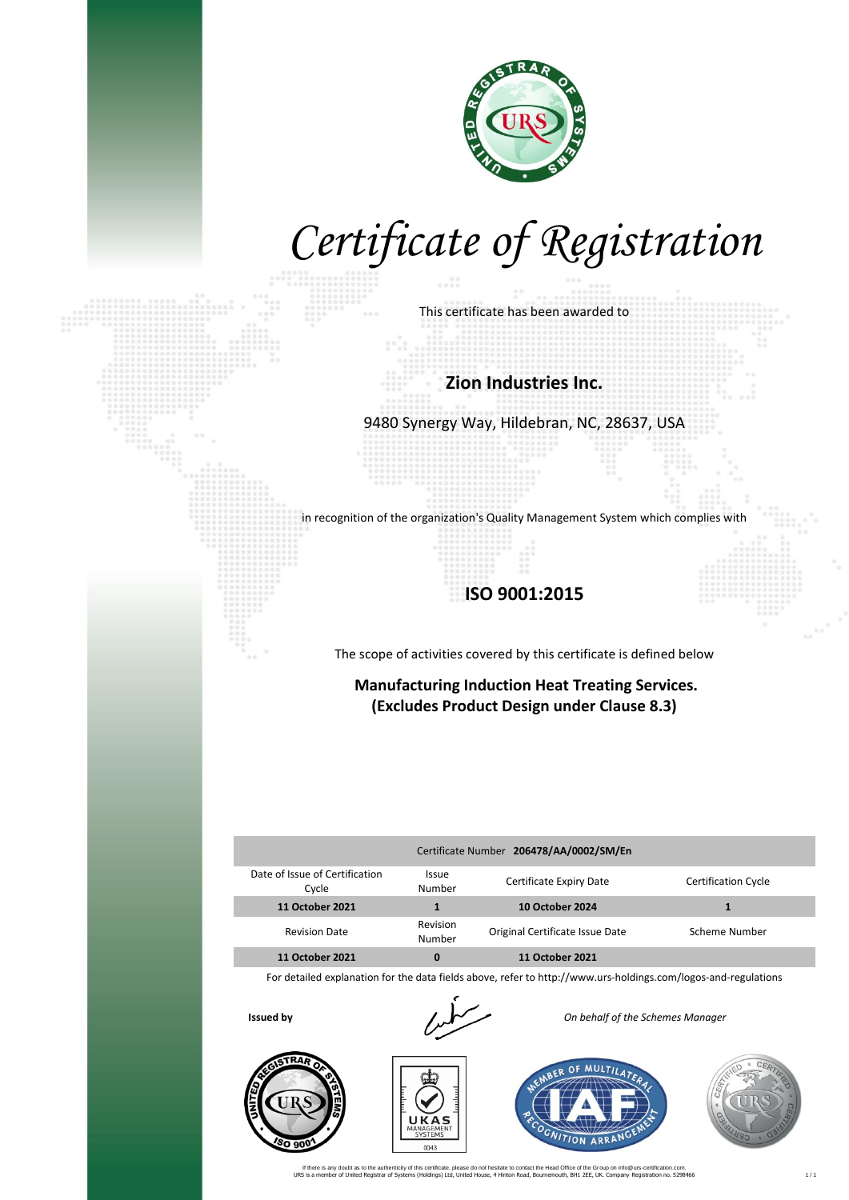# Certificate of Registration

This certificate has been awarded to

**Zion Industries Inc.**

9480 Synergy Way, Hildebran, NC, 28637, USA

in recognition of the organization's Quality Management System which complies with

## ISO 9001:2015

The scope of activities covered by this certificate is defined below

**Manufacturing Induction Heat Treating Services.**
**(Excludes Product Design under Clause 8.3)**

| Certificate Number **206478/AA/0002/SM/En** | | | |
|---|---|---|---|
| Date of Issue of Certification Cycle | Issue Number | Certificate Expiry Date | Certification Cycle |
| **11 October 2021** | **1** | **10 October 2024** | **1** |
| Revision Date | Revision Number | Original Certificate Issue Date | Scheme Number |
| **11 October 2021** | **0** | **11 October 2021** | |

For detailed explanation for the data fields above, refer to http://www.urs-holdings.com/logos-and-regulations

**Issued by** *On behalf of the Schemes Manager*

If there is any doubt as to the authenticity of this certificate, please do not hesitate to contact the Head Office of the Group on info@urs-certification.com.
URS is a member of United Registrar of Systems (Holdings) Ltd, United House, 4 Hinton Road, Bournemouth, BH1 2EE, UK. Company Registration no. 5298466